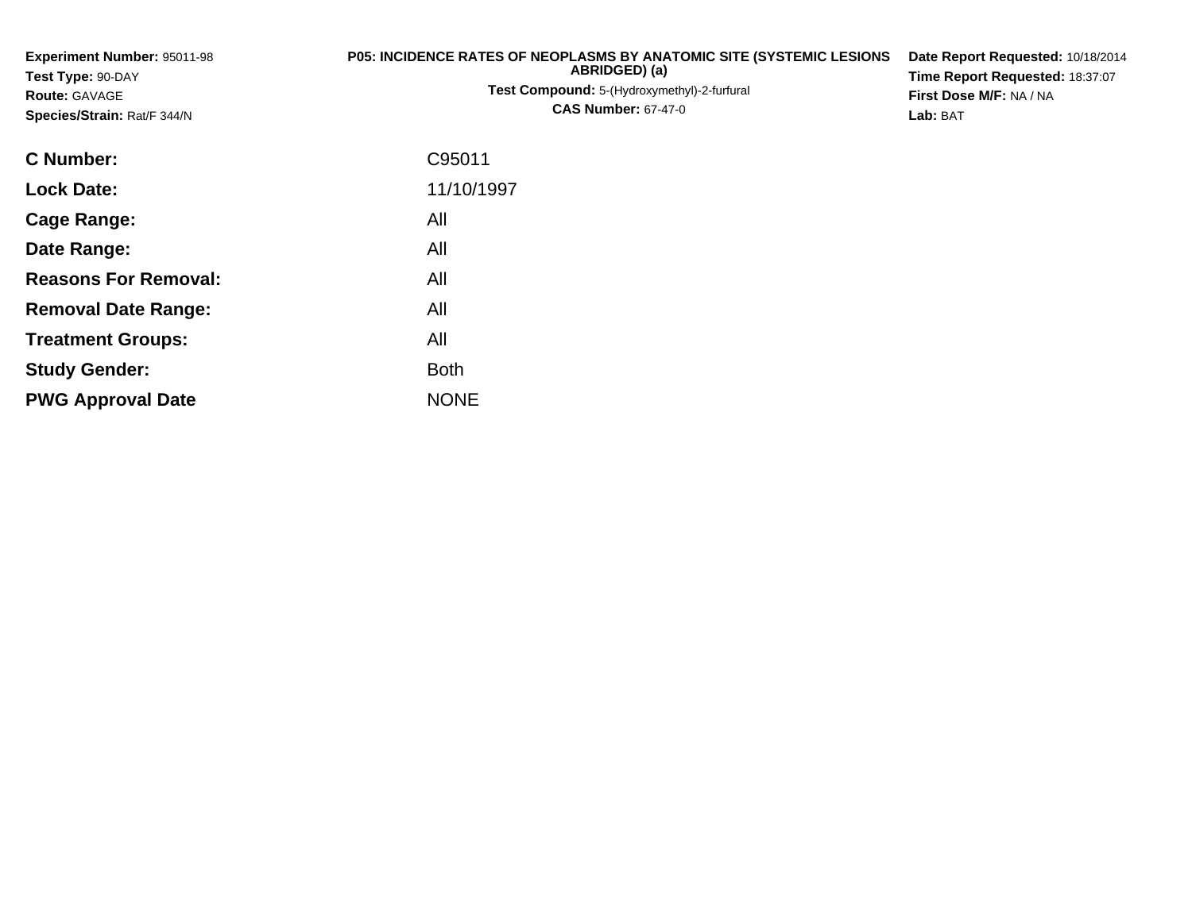**Experiment Number:** 95011-98
**Test Type:** 90-DAY
**Route:** GAVAGE
**Species/Strain:** Rat/F 344/N

**P05: INCIDENCE RATES OF NEOPLASMS BY ANATOMIC SITE (SYSTEMIC LESIONS ABRIDGED) (a)**
**Test Compound:** 5-(Hydroxymethyl)-2-furfural
**CAS Number:** 67-47-0

**Date Report Requested:** 10/18/2014
**Time Report Requested:** 18:37:07
**First Dose M/F:** NA / NA
**Lab:** BAT

| | |
|---|---|
| **C Number:** | C95011 |
| **Lock Date:** | 11/10/1997 |
| **Cage Range:** | All |
| **Date Range:** | All |
| **Reasons For Removal:** | All |
| **Removal Date Range:** | All |
| **Treatment Groups:** | All |
| **Study Gender:** | Both |
| **PWG Approval Date** | NONE |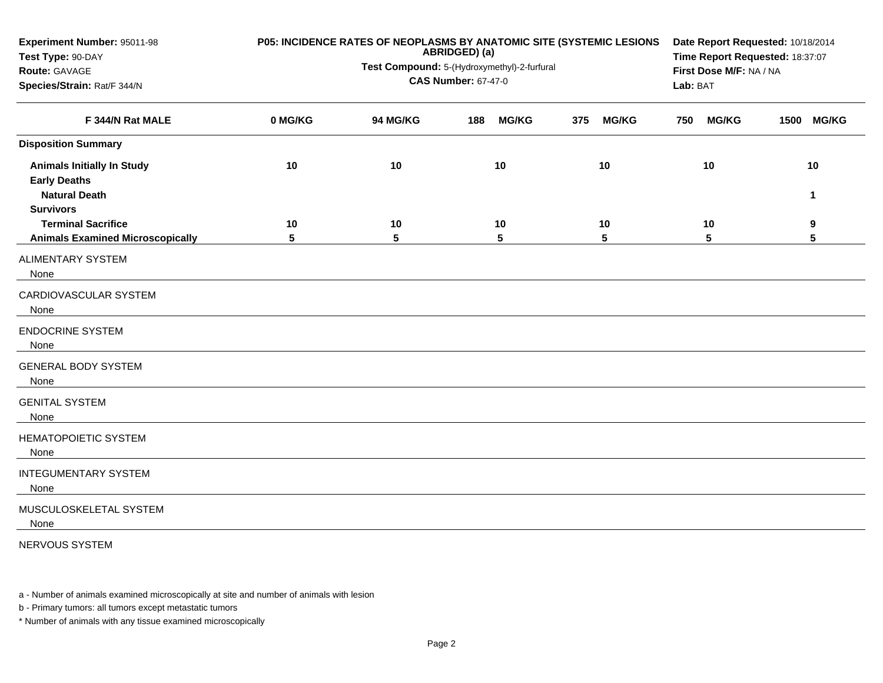**Experiment Number:** 95011-98
**Test Type:** 90-DAY
**Route:** GAVAGE
**Species/Strain:** Rat/F 344/N

**P05: INCIDENCE RATES OF NEOPLASMS BY ANATOMIC SITE (SYSTEMIC LESIONS ABRIDGED) (a)**
**Test Compound:** 5-(Hydroxymethyl)-2-furfural
**CAS Number:** 67-47-0

**Date Report Requested:** 10/18/2014
**Time Report Requested:** 18:37:07
**First Dose M/F:** NA / NA
**Lab:** BAT

| F 344/N Rat MALE | 0 MG/KG | 94 MG/KG | 188 MG/KG | 375 MG/KG | 750 MG/KG | 1500 MG/KG |
|---|---|---|---|---|---|---|
| **Disposition Summary** | | | | | | |
| **Animals Initially In Study** | 10 | 10 | 10 | 10 | 10 | 10 |
| **Early Deaths** | | | | | | |
| **Natural Death** | | | | | | 1 |
| **Survivors** | | | | | | |
| **Terminal Sacrifice** | 10 | 10 | 10 | 10 | 10 | 9 |
| **Animals Examined Microscopically** | 5 | 5 | 5 | 5 | 5 | 5 |
| ALIMENTARY SYSTEM | | | | | | |
| None | | | | | | |
| CARDIOVASCULAR SYSTEM | | | | | | |
| None | | | | | | |
| ENDOCRINE SYSTEM | | | | | | |
| None | | | | | | |
| GENERAL BODY SYSTEM | | | | | | |
| None | | | | | | |
| GENITAL SYSTEM | | | | | | |
| None | | | | | | |
| HEMATOPOIETIC SYSTEM | | | | | | |
| None | | | | | | |
| INTEGUMENTARY SYSTEM | | | | | | |
| None | | | | | | |
| MUSCULOSKELETAL SYSTEM | | | | | | |
| None | | | | | | |
| NERVOUS SYSTEM | | | | | | |

a - Number of animals examined microscopically at site and number of animals with lesion

b - Primary tumors: all tumors except metastatic tumors

* Number of animals with any tissue examined microscopically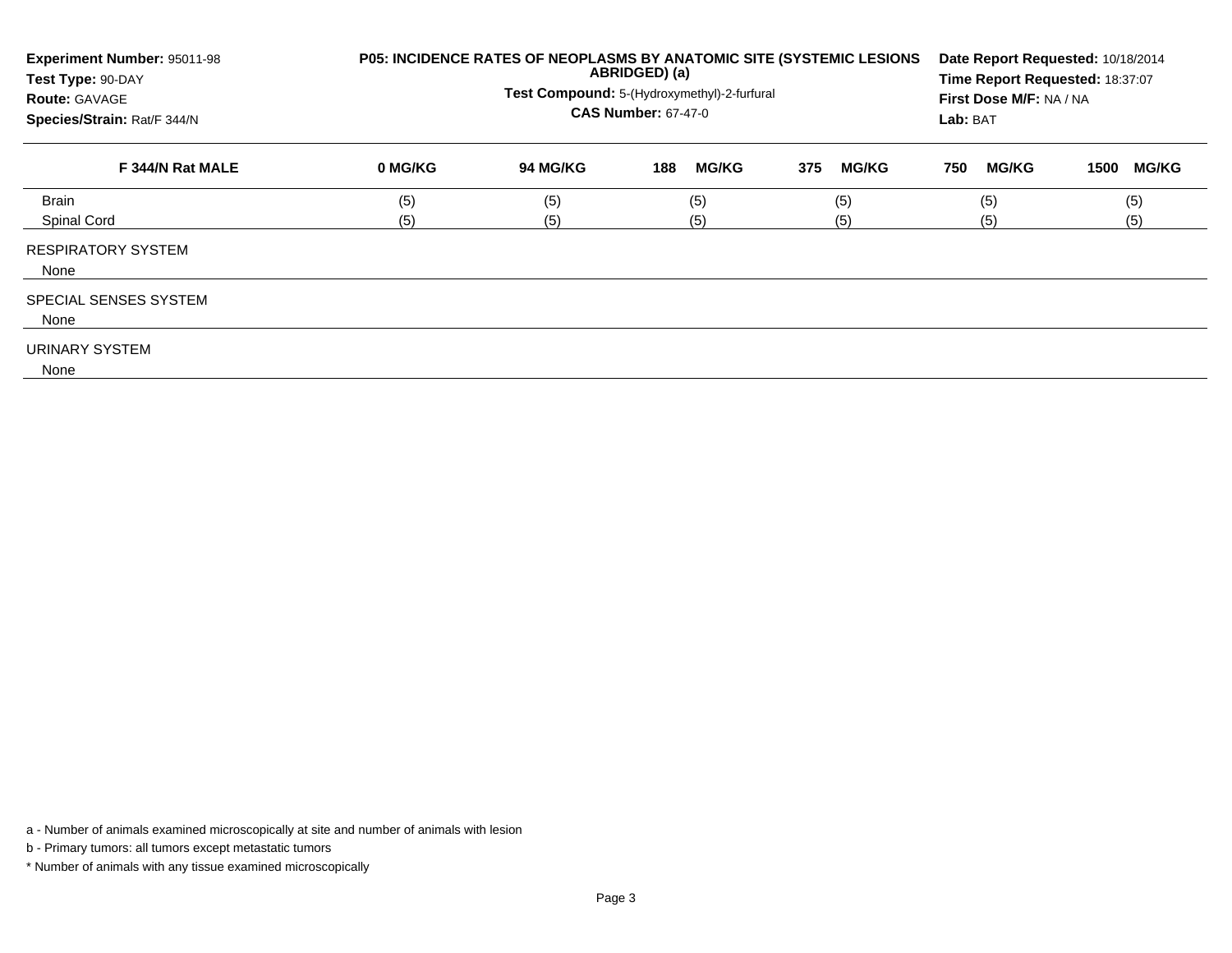**Experiment Number:** 95011-98
**Test Type:** 90-DAY
**Route:** GAVAGE
**Species/Strain:** Rat/F 344/N

**P05: INCIDENCE RATES OF NEOPLASMS BY ANATOMIC SITE (SYSTEMIC LESIONS ABRIDGED) (a)**

**Test Compound:** 5-(Hydroxymethyl)-2-furfural

**CAS Number:** 67-47-0

**Date Report Requested:** 10/18/2014
**Time Report Requested:** 18:37:07
**First Dose M/F:** NA / NA
**Lab:** BAT

| F 344/N Rat MALE | 0 MG/KG | 94 MG/KG | 188 MG/KG | 375 MG/KG | 750 MG/KG | 1500 MG/KG |
|---|---|---|---|---|---|---|
| Brain | (5) | (5) | (5) | (5) | (5) | (5) |
| Spinal Cord | (5) | (5) | (5) | (5) | (5) | (5) |
| RESPIRATORY SYSTEM | | | | | | |
| None | | | | | | |
| SPECIAL SENSES SYSTEM | | | | | | |
| None | | | | | | |
| URINARY SYSTEM | | | | | | |
| None | | | | | | |

a - Number of animals examined microscopically at site and number of animals with lesion

b - Primary tumors: all tumors except metastatic tumors

\* Number of animals with any tissue examined microscopically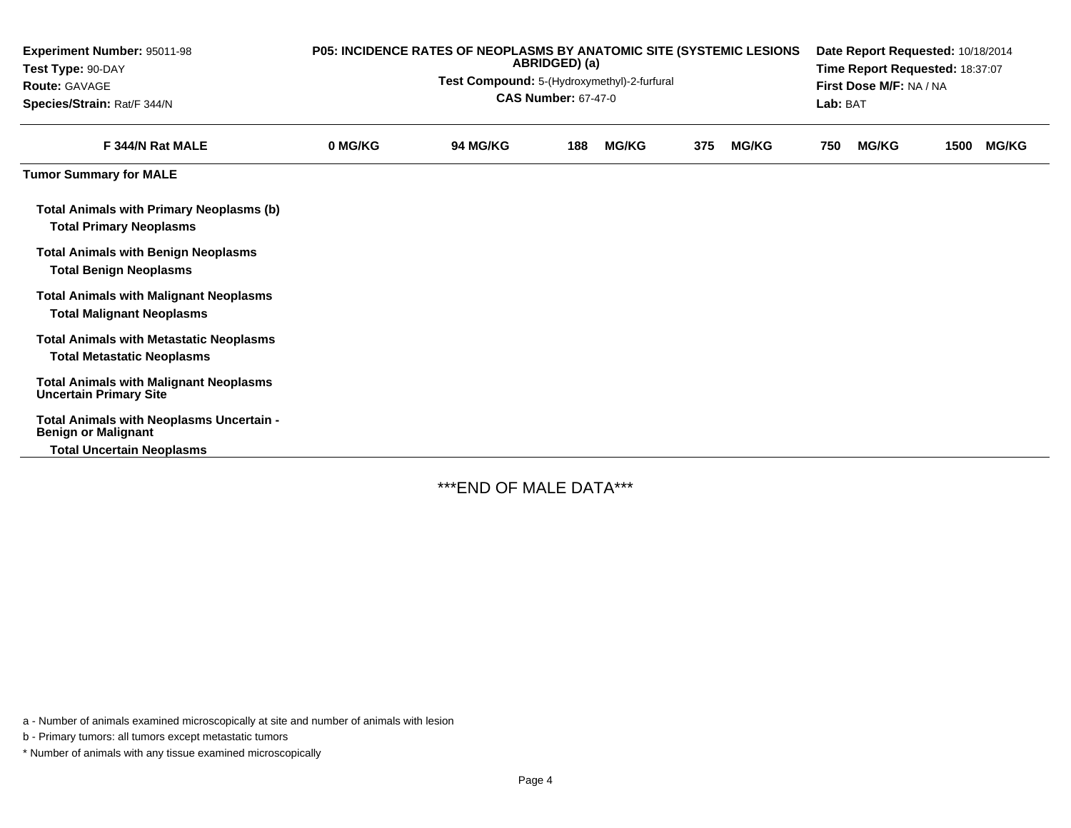**Experiment Number:** 95011-98
**Test Type:** 90-DAY
**Route:** GAVAGE
**Species/Strain:** Rat/F 344/N

**P05: INCIDENCE RATES OF NEOPLASMS BY ANATOMIC SITE (SYSTEMIC LESIONS ABRIDGED) (a)**

**Test Compound:** 5-(Hydroxymethyl)-2-furfural
**CAS Number:** 67-47-0

**Date Report Requested:** 10/18/2014
**Time Report Requested:** 18:37:07
**First Dose M/F:** NA / NA
**Lab:** BAT

| F 344/N Rat MALE | 0 MG/KG | 94 MG/KG | 188 MG/KG | 375 MG/KG | 750 MG/KG | 1500 MG/KG |
|---|---|---|---|---|---|---|
| **Tumor Summary for MALE** | | | | | | |
| **Total Animals with Primary Neoplasms (b)** | | | | | | |
| **Total Primary Neoplasms** | | | | | | |
| **Total Animals with Benign Neoplasms** | | | | | | |
| **Total Benign Neoplasms** | | | | | | |
| **Total Animals with Malignant Neoplasms** | | | | | | |
| **Total Malignant Neoplasms** | | | | | | |
| **Total Animals with Metastatic Neoplasms** | | | | | | |
| **Total Metastatic Neoplasms** | | | | | | |
| **Total Animals with Malignant Neoplasms Uncertain Primary Site** | | | | | | |
| **Total Animals with Neoplasms Uncertain - Benign or Malignant** | | | | | | |
| **Total Uncertain Neoplasms** | | | | | | |

***END OF MALE DATA***

a - Number of animals examined microscopically at site and number of animals with lesion

b - Primary tumors: all tumors except metastatic tumors

* Number of animals with any tissue examined microscopically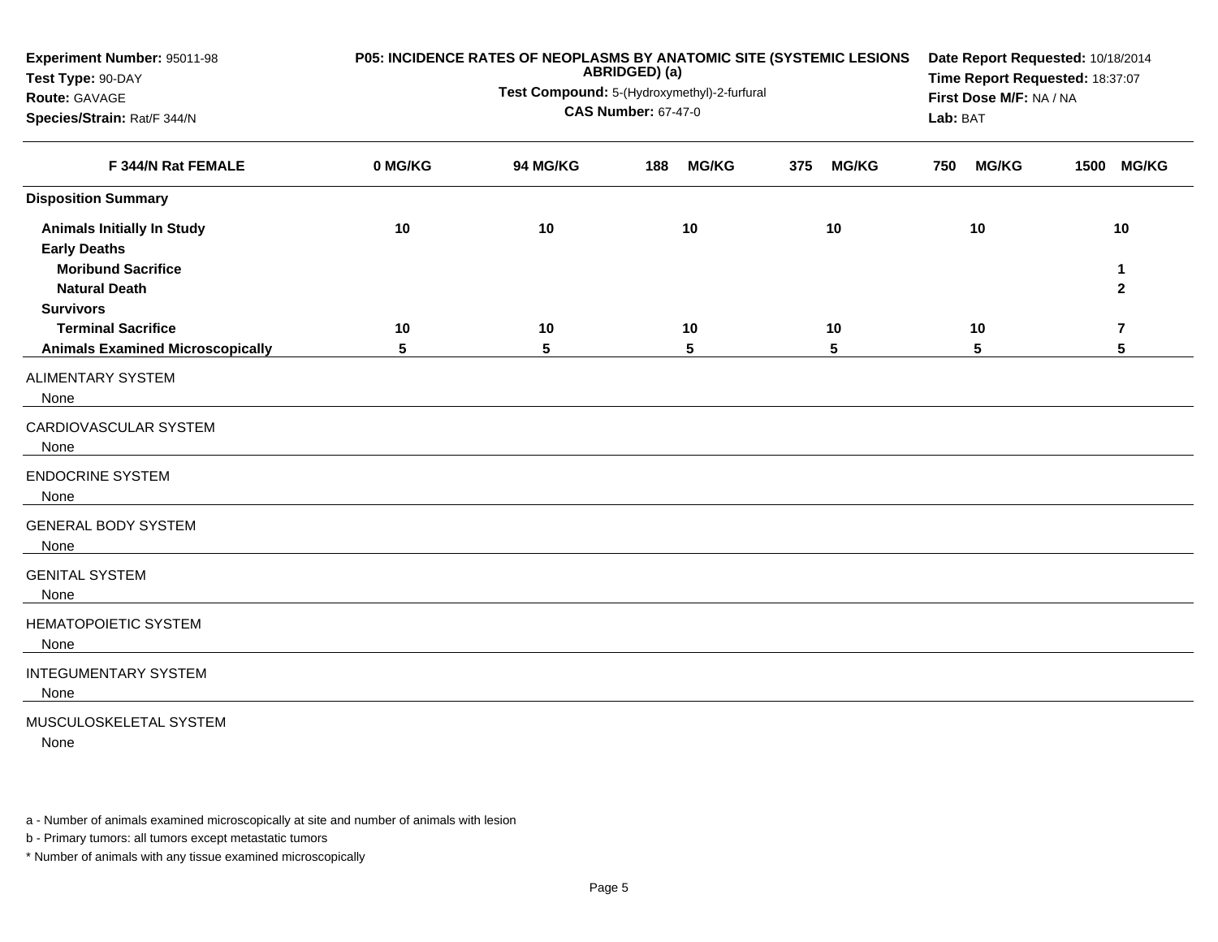**Experiment Number:** 95011-98
**Test Type:** 90-DAY
**Route:** GAVAGE
**Species/Strain:** Rat/F 344/N

**P05: INCIDENCE RATES OF NEOPLASMS BY ANATOMIC SITE (SYSTEMIC LESIONS ABRIDGED) (a)**
**Test Compound:** 5-(Hydroxymethyl)-2-furfural
**CAS Number:** 67-47-0

**Date Report Requested:** 10/18/2014
**Time Report Requested:** 18:37:07
**First Dose M/F:** NA / NA
**Lab:** BAT

| F 344/N Rat FEMALE | 0 MG/KG | 94 MG/KG | 188 MG/KG | 375 MG/KG | 750 MG/KG | 1500 MG/KG |
|---|---|---|---|---|---|---|
| **Disposition Summary** | | | | | | |
| **Animals Initially In Study** | 10 | 10 | 10 | 10 | 10 | 10 |
| **Early Deaths** | | | | | | |
| **Moribund Sacrifice** | | | | | | 1 |
| **Natural Death** | | | | | | 2 |
| **Survivors** | | | | | | |
| **Terminal Sacrifice** | 10 | 10 | 10 | 10 | 10 | 7 |
| **Animals Examined Microscopically** | 5 | 5 | 5 | 5 | 5 | 5 |
| ALIMENTARY SYSTEM | | | | | | |
| None | | | | | | |
| CARDIOVASCULAR SYSTEM | | | | | | |
| None | | | | | | |
| ENDOCRINE SYSTEM | | | | | | |
| None | | | | | | |
| GENERAL BODY SYSTEM | | | | | | |
| None | | | | | | |
| GENITAL SYSTEM | | | | | | |
| None | | | | | | |
| HEMATOPOIETIC SYSTEM | | | | | | |
| None | | | | | | |
| INTEGUMENTARY SYSTEM | | | | | | |
| None | | | | | | |
| MUSCULOSKELETAL SYSTEM | | | | | | |
| None | | | | | | |

a - Number of animals examined microscopically at site and number of animals with lesion

b - Primary tumors: all tumors except metastatic tumors

* Number of animals with any tissue examined microscopically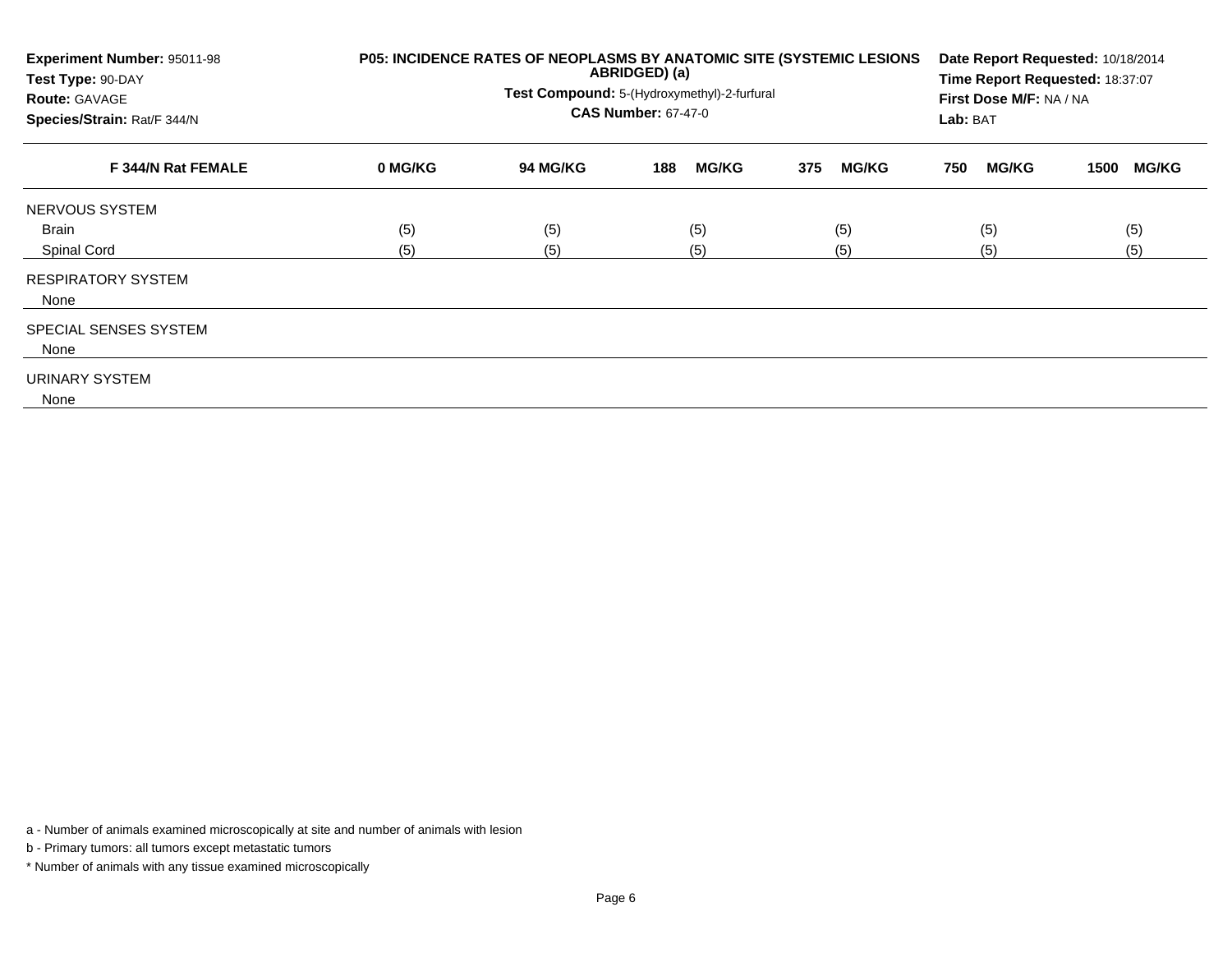**Experiment Number:** 95011-98
**Test Type:** 90-DAY
**Route:** GAVAGE
**Species/Strain:** Rat/F 344/N

**P05: INCIDENCE RATES OF NEOPLASMS BY ANATOMIC SITE (SYSTEMIC LESIONS ABRIDGED) (a)**
**Test Compound:** 5-(Hydroxymethyl)-2-furfural
**CAS Number:** 67-47-0

**Date Report Requested:** 10/18/2014
**Time Report Requested:** 18:37:07
**First Dose M/F:** NA / NA
**Lab:** BAT

| F 344/N Rat FEMALE | 0 MG/KG | 94 MG/KG | 188 MG/KG | 375 MG/KG | 750 MG/KG | 1500 MG/KG |
|---|---|---|---|---|---|---|
| NERVOUS SYSTEM | | | | | | |
| Brain | (5) | (5) | (5) | (5) | (5) | (5) |
| Spinal Cord | (5) | (5) | (5) | (5) | (5) | (5) |
| RESPIRATORY SYSTEM | | | | | | |
| None | | | | | | |
| SPECIAL SENSES SYSTEM | | | | | | |
| None | | | | | | |
| URINARY SYSTEM | | | | | | |
| None | | | | | | |

a - Number of animals examined microscopically at site and number of animals with lesion

b - Primary tumors: all tumors except metastatic tumors

* Number of animals with any tissue examined microscopically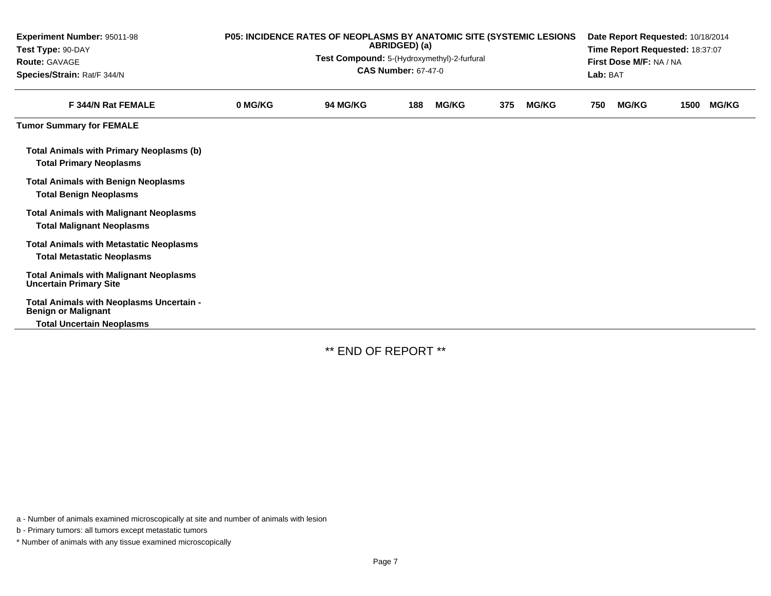**Experiment Number:** 95011-98
**Test Type:** 90-DAY
**Route:** GAVAGE
**Species/Strain:** Rat/F 344/N

**P05: INCIDENCE RATES OF NEOPLASMS BY ANATOMIC SITE (SYSTEMIC LESIONS ABRIDGED) (a)**
**Test Compound:** 5-(Hydroxymethyl)-2-furfural
**CAS Number:** 67-47-0

**Date Report Requested:** 10/18/2014
**Time Report Requested:** 18:37:07
**First Dose M/F:** NA / NA
**Lab:** BAT

| F 344/N Rat FEMALE | 0 MG/KG | 94 MG/KG | 188 MG/KG | 375 MG/KG | 750 MG/KG | 1500 MG/KG |
|---|---|---|---|---|---|---|
| **Tumor Summary for FEMALE** | | | | | | |
| **Total Animals with Primary Neoplasms (b)** | | | | | | |
| **Total Primary Neoplasms** | | | | | | |
| **Total Animals with Benign Neoplasms** | | | | | | |
| **Total Benign Neoplasms** | | | | | | |
| **Total Animals with Malignant Neoplasms** | | | | | | |
| **Total Malignant Neoplasms** | | | | | | |
| **Total Animals with Metastatic Neoplasms** | | | | | | |
| **Total Metastatic Neoplasms** | | | | | | |
| **Total Animals with Malignant Neoplasms Uncertain Primary Site** | | | | | | |
| **Total Animals with Neoplasms Uncertain - Benign or Malignant** | | | | | | |
| **Total Uncertain Neoplasms** | | | | | | |

** END OF REPORT **

a - Number of animals examined microscopically at site and number of animals with lesion

b - Primary tumors: all tumors except metastatic tumors

* Number of animals with any tissue examined microscopically